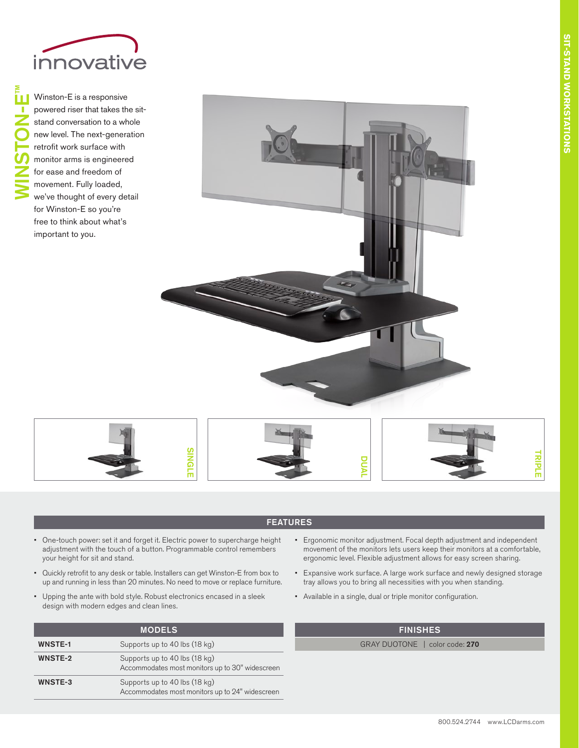innovative

# WINSTON-E™

Winston-E is a responsive powered riser that takes the sit-stand conversation to a whole new level. The next-generation retrofit work surface with monitor arms is engineered for ease and freedom of movement. Fully loaded, we've thought of every detail for Winston-E so you're free to think about what's important to you.

SINGLE

DUAL

TRIPLE

SIT-STAND WORKSTATIONS

## FEATURES

- One-touch power: set it and forget it. Electric power to supercharge height adjustment with the touch of a button. Programmable control remembers your height for sit and stand.
- Quickly retrofit to any desk or table. Installers can get Winston-E from box to up and running in less than 20 minutes. No need to move or replace furniture.
- Upping the ante with bold style. Robust electronics encased in a sleek design with modern edges and clean lines.
- Ergonomic monitor adjustment. Focal depth adjustment and independent movement of the monitors lets users keep their monitors at a comfortable, ergonomic level. Flexible adjustment allows for easy screen sharing.
- Expansive work surface. A large work surface and newly designed storage tray allows you to bring all necessities with you when standing.
- Available in a single, dual or triple monitor configuration.

## MODELS

| Model | Description |
|---|---|
| **WNSTE-1** | Supports up to 40 lbs (18 kg) |
| **WNSTE-2** | Supports up to 40 lbs (18 kg)<br>Accommodates most monitors up to 30" widescreen |
| **WNSTE-3** | Supports up to 40 lbs (18 kg)<br>Accommodates most monitors up to 24" widescreen |

## FINISHES

GRAY DUOTONE | color code: **270**

800.524.2744 www.LCDarms.com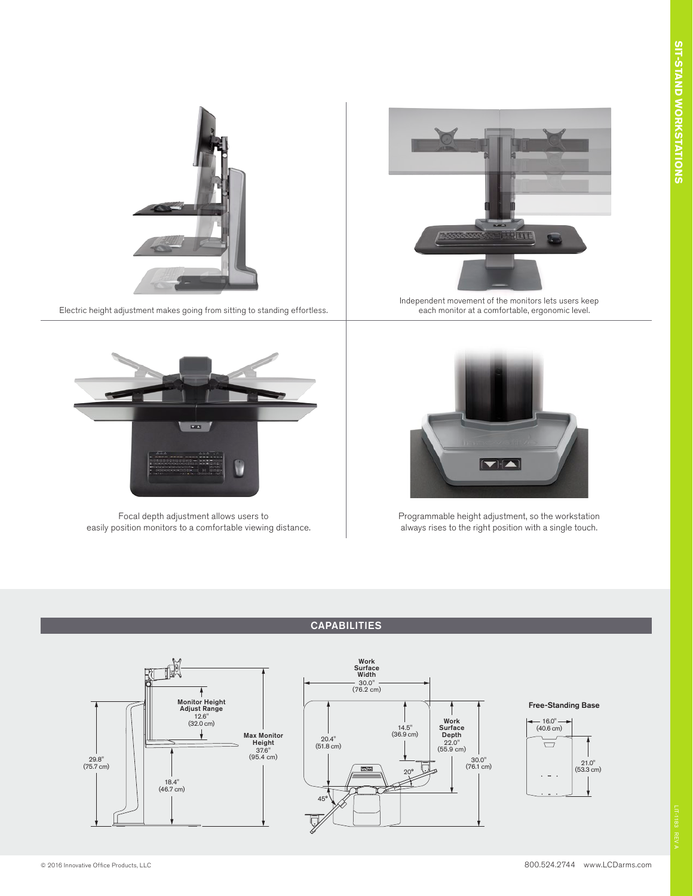Electric height adjustment makes going from sitting to standing effortless.

Independent movement of the monitors lets users keep each monitor at a comfortable, ergonomic level.

Focal depth adjustment allows users to easily position monitors to a comfortable viewing distance.

Programmable height adjustment, so the workstation always rises to the right position with a single touch.

## CAPABILITIES

Monitor Height Adjust Range
12.6"
(32.0 cm)

Max Monitor Height
37.6"
(95.4 cm)

29.8"
(75.7 cm)

18.4"
(46.7 cm)

Work Surface Width
30.0"
(76.2 cm)

20.4"
(51.8 cm)

14.5"
(36.9 cm)

Work Surface Depth
22.0"
(55.9 cm)

30.0"
(76.1 cm)

20°

45°

**Free-Standing Base**

16.0"
(40.6 cm)

21.0"
(53.3 cm)

© 2016 Innovative Office Products, LLC

800.524.2744 www.LCDarms.com